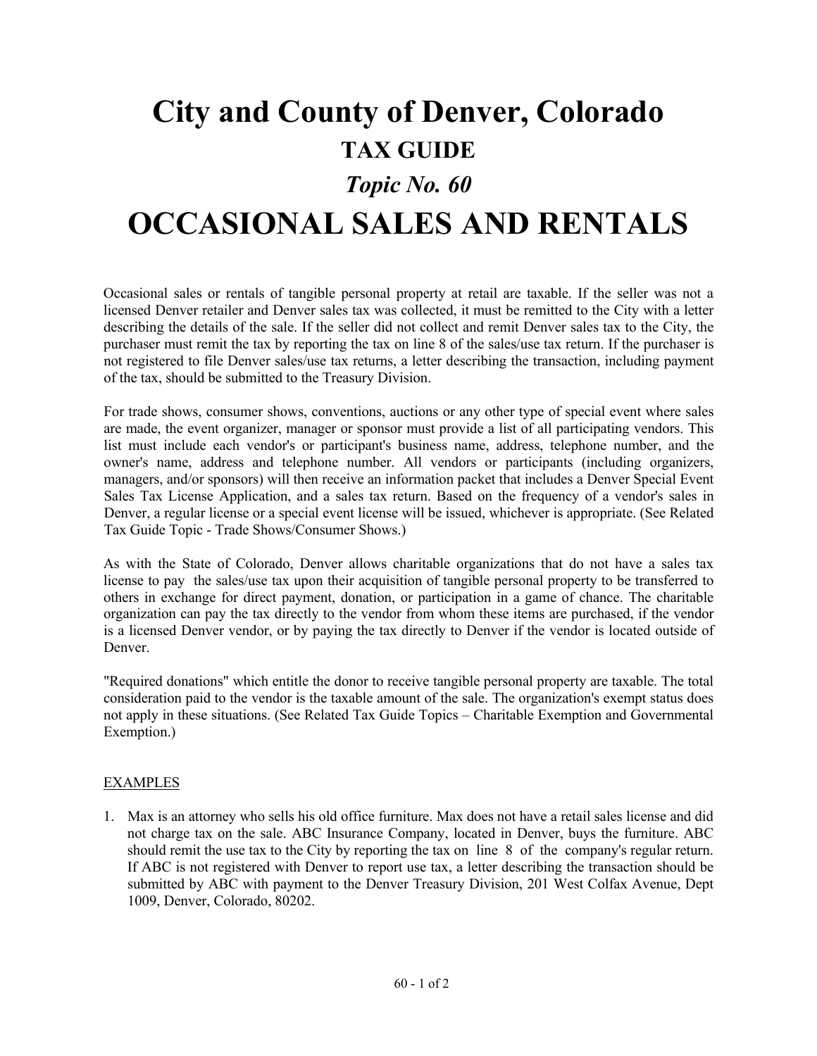# City and County of Denver, Colorado

## TAX GUIDE

### *Topic No. 60*

# OCCASIONAL SALES AND RENTALS

Occasional sales or rentals of tangible personal property at retail are taxable. If the seller was not a licensed Denver retailer and Denver sales tax was collected, it must be remitted to the City with a letter describing the details of the sale. If the seller did not collect and remit Denver sales tax to the City, the purchaser must remit the tax by reporting the tax on line 8 of the sales/use tax return. If the purchaser is not registered to file Denver sales/use tax returns, a letter describing the transaction, including payment of the tax, should be submitted to the Treasury Division.

For trade shows, consumer shows, conventions, auctions or any other type of special event where sales are made, the event organizer, manager or sponsor must provide a list of all participating vendors. This list must include each vendor's or participant's business name, address, telephone number, and the owner's name, address and telephone number. All vendors or participants (including organizers, managers, and/or sponsors) will then receive an information packet that includes a Denver Special Event Sales Tax License Application, and a sales tax return. Based on the frequency of a vendor's sales in Denver, a regular license or a special event license will be issued, whichever is appropriate. (See Related Tax Guide Topic - Trade Shows/Consumer Shows.)

As with the State of Colorado, Denver allows charitable organizations that do not have a sales tax license to pay the sales/use tax upon their acquisition of tangible personal property to be transferred to others in exchange for direct payment, donation, or participation in a game of chance. The charitable organization can pay the tax directly to the vendor from whom these items are purchased, if the vendor is a licensed Denver vendor, or by paying the tax directly to Denver if the vendor is located outside of Denver.

"Required donations" which entitle the donor to receive tangible personal property are taxable. The total consideration paid to the vendor is the taxable amount of the sale. The organization's exempt status does not apply in these situations. (See Related Tax Guide Topics – Charitable Exemption and Governmental Exemption.)

## EXAMPLES

1. Max is an attorney who sells his old office furniture. Max does not have a retail sales license and did not charge tax on the sale. ABC Insurance Company, located in Denver, buys the furniture. ABC should remit the use tax to the City by reporting the tax on line 8 of the company's regular return. If ABC is not registered with Denver to report use tax, a letter describing the transaction should be submitted by ABC with payment to the Denver Treasury Division, 201 West Colfax Avenue, Dept 1009, Denver, Colorado, 80202.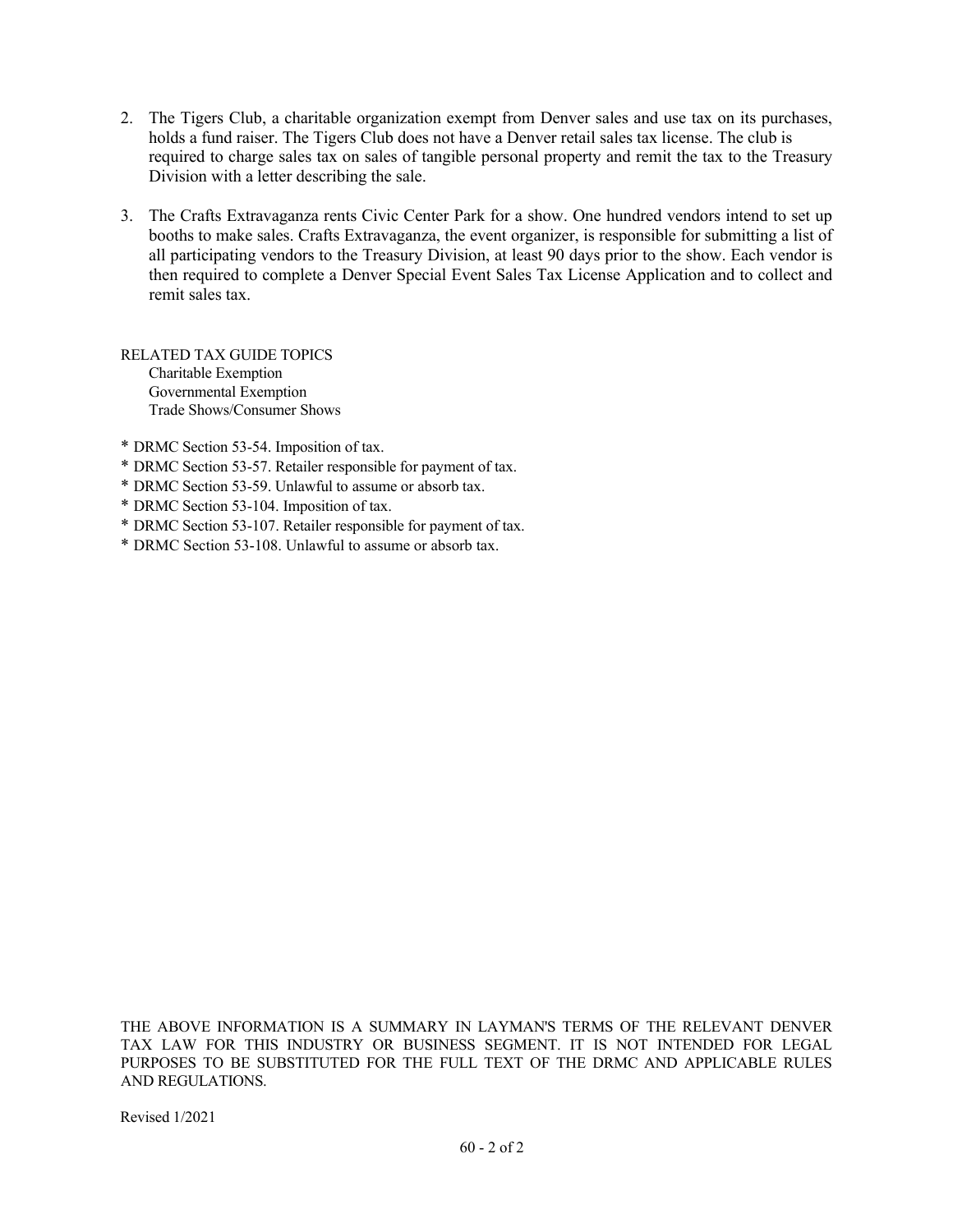2. The Tigers Club, a charitable organization exempt from Denver sales and use tax on its purchases, holds a fund raiser. The Tigers Club does not have a Denver retail sales tax license. The club is required to charge sales tax on sales of tangible personal property and remit the tax to the Treasury Division with a letter describing the sale.

3. The Crafts Extravaganza rents Civic Center Park for a show. One hundred vendors intend to set up booths to make sales. Crafts Extravaganza, the event organizer, is responsible for submitting a list of all participating vendors to the Treasury Division, at least 90 days prior to the show. Each vendor is then required to complete a Denver Special Event Sales Tax License Application and to collect and remit sales tax.

RELATED TAX GUIDE TOPICS

- Charitable Exemption
- Governmental Exemption
- Trade Shows/Consumer Shows

\* DRMC Section 53-54. Imposition of tax.
\* DRMC Section 53-57. Retailer responsible for payment of tax.
\* DRMC Section 53-59. Unlawful to assume or absorb tax.
\* DRMC Section 53-104. Imposition of tax.
\* DRMC Section 53-107. Retailer responsible for payment of tax.
\* DRMC Section 53-108. Unlawful to assume or absorb tax.

THE ABOVE INFORMATION IS A SUMMARY IN LAYMAN'S TERMS OF THE RELEVANT DENVER TAX LAW FOR THIS INDUSTRY OR BUSINESS SEGMENT. IT IS NOT INTENDED FOR LEGAL PURPOSES TO BE SUBSTITUTED FOR THE FULL TEXT OF THE DRMC AND APPLICABLE RULES AND REGULATIONS.

Revised 1/2021